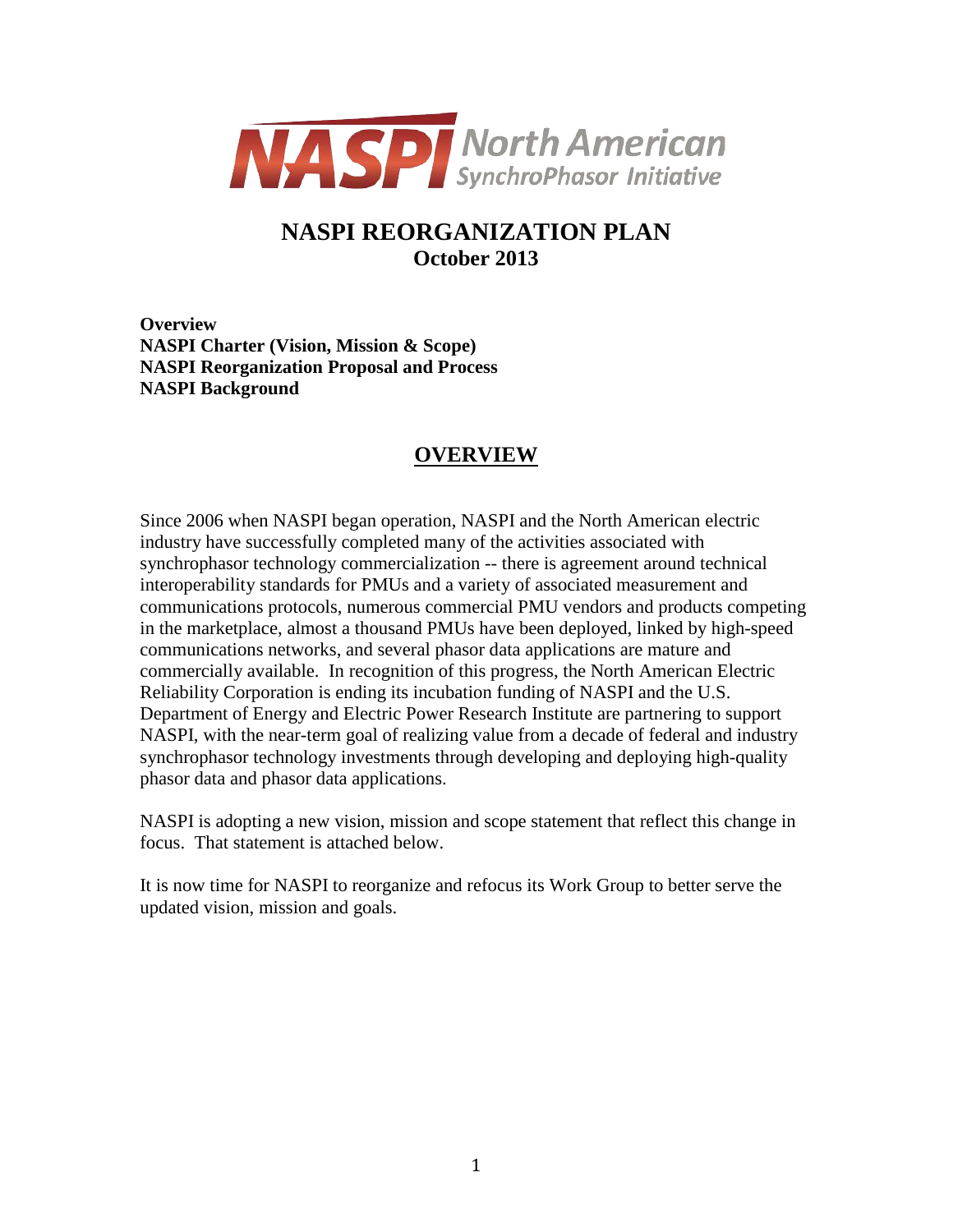**NASPI North American SynchroPhasor Initiative**

# NASPI REORGANIZATION PLAN
## October 2013

**Overview**
**NASPI Charter (Vision, Mission & Scope)**
**NASPI Reorganization Proposal and Process**
**NASPI Background**

## OVERVIEW

Since 2006 when NASPI began operation, NASPI and the North American electric industry have successfully completed many of the activities associated with synchrophasor technology commercialization -- there is agreement around technical interoperability standards for PMUs and a variety of associated measurement and communications protocols, numerous commercial PMU vendors and products competing in the marketplace, almost a thousand PMUs have been deployed, linked by high-speed communications networks, and several phasor data applications are mature and commercially available. In recognition of this progress, the North American Electric Reliability Corporation is ending its incubation funding of NASPI and the U.S. Department of Energy and Electric Power Research Institute are partnering to support NASPI, with the near-term goal of realizing value from a decade of federal and industry synchrophasor technology investments through developing and deploying high-quality phasor data and phasor data applications.

NASPI is adopting a new vision, mission and scope statement that reflect this change in focus. That statement is attached below.

It is now time for NASPI to reorganize and refocus its Work Group to better serve the updated vision, mission and goals.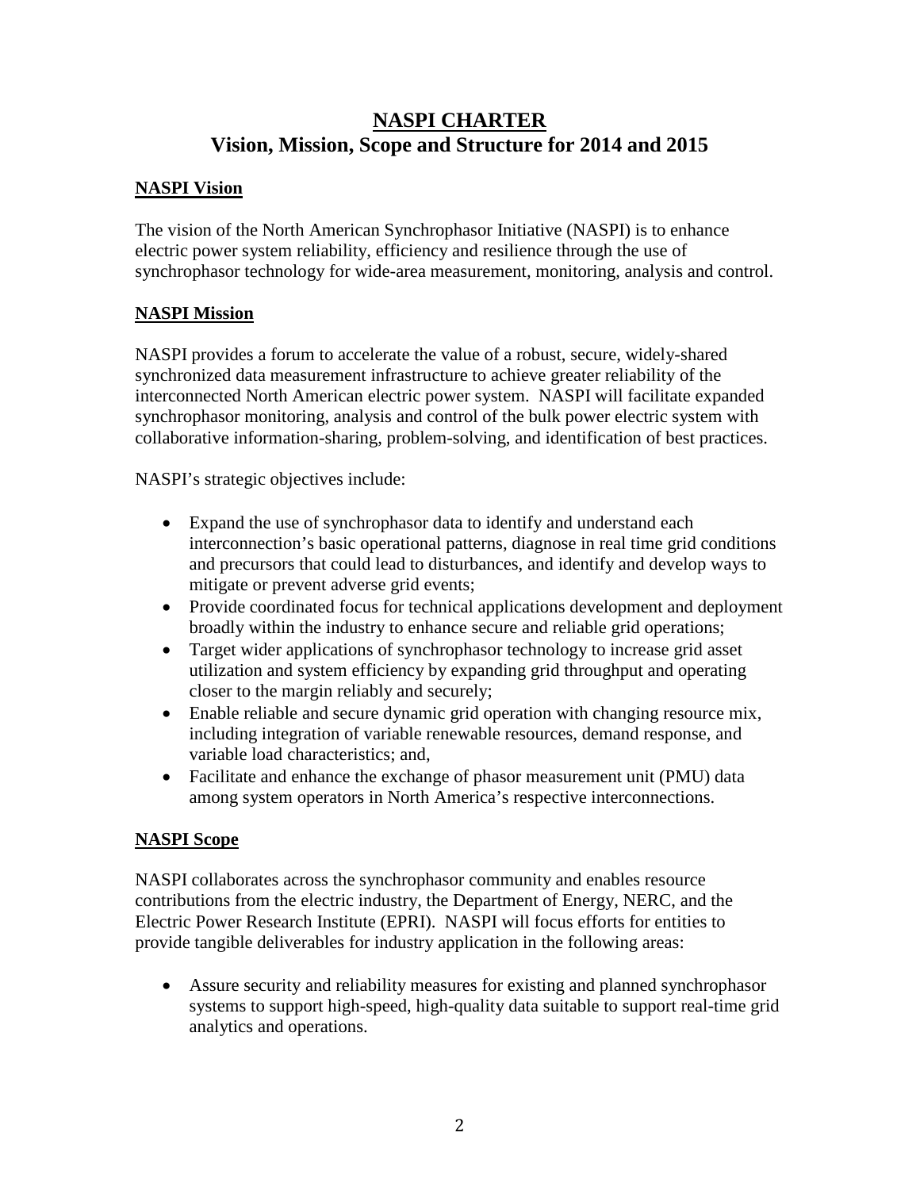# NASPI CHARTER
## Vision, Mission, Scope and Structure for 2014 and 2015

### NASPI Vision

The vision of the North American Synchrophasor Initiative (NASPI) is to enhance electric power system reliability, efficiency and resilience through the use of synchrophasor technology for wide-area measurement, monitoring, analysis and control.

### NASPI Mission

NASPI provides a forum to accelerate the value of a robust, secure, widely-shared synchronized data measurement infrastructure to achieve greater reliability of the interconnected North American electric power system. NASPI will facilitate expanded synchrophasor monitoring, analysis and control of the bulk power electric system with collaborative information-sharing, problem-solving, and identification of best practices.

NASPI's strategic objectives include:

- Expand the use of synchrophasor data to identify and understand each interconnection's basic operational patterns, diagnose in real time grid conditions and precursors that could lead to disturbances, and identify and develop ways to mitigate or prevent adverse grid events;
- Provide coordinated focus for technical applications development and deployment broadly within the industry to enhance secure and reliable grid operations;
- Target wider applications of synchrophasor technology to increase grid asset utilization and system efficiency by expanding grid throughput and operating closer to the margin reliably and securely;
- Enable reliable and secure dynamic grid operation with changing resource mix, including integration of variable renewable resources, demand response, and variable load characteristics; and,
- Facilitate and enhance the exchange of phasor measurement unit (PMU) data among system operators in North America's respective interconnections.

### NASPI Scope

NASPI collaborates across the synchrophasor community and enables resource contributions from the electric industry, the Department of Energy, NERC, and the Electric Power Research Institute (EPRI). NASPI will focus efforts for entities to provide tangible deliverables for industry application in the following areas:

- Assure security and reliability measures for existing and planned synchrophasor systems to support high-speed, high-quality data suitable to support real-time grid analytics and operations.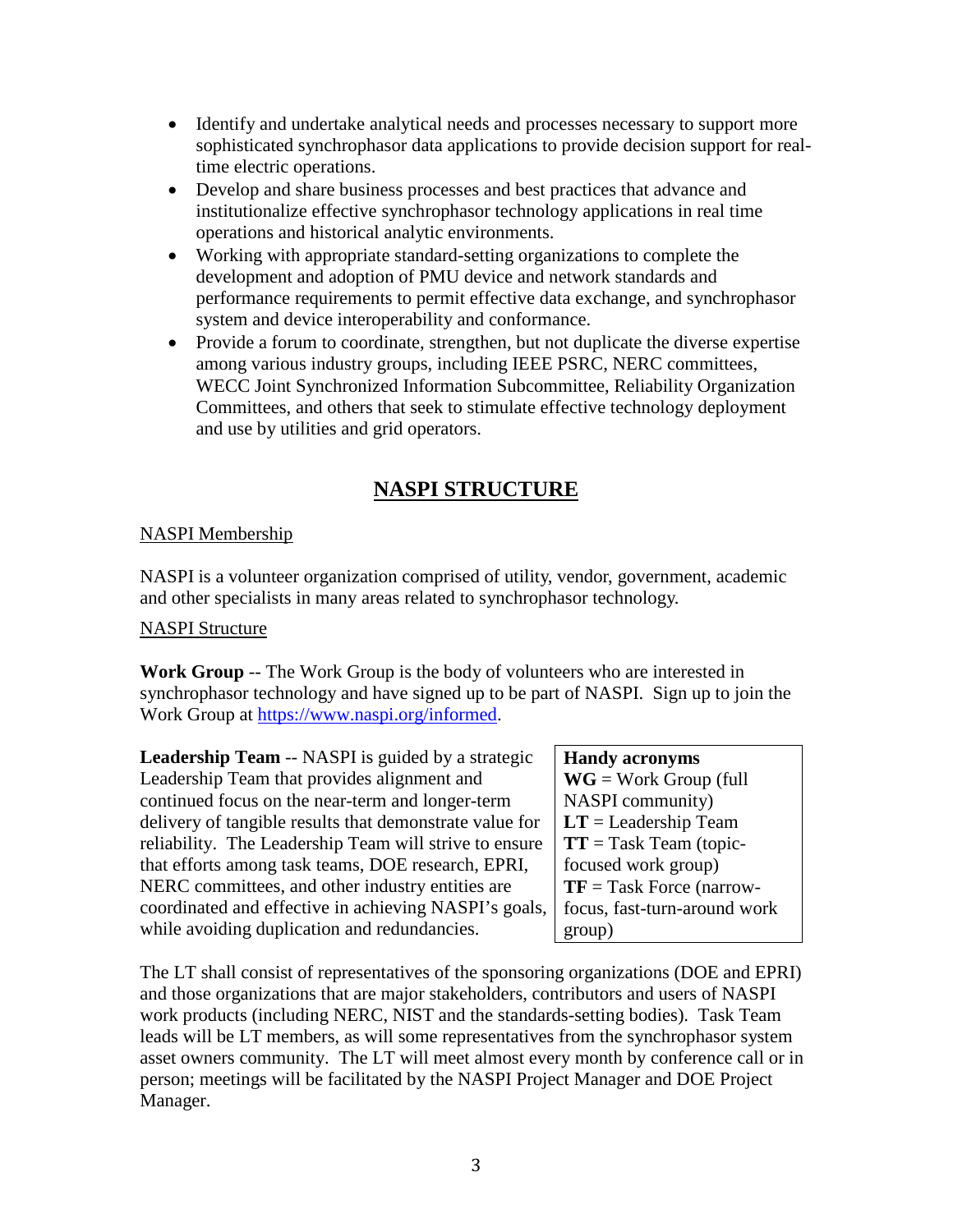- Identify and undertake analytical needs and processes necessary to support more sophisticated synchrophasor data applications to provide decision support for real-time electric operations.
- Develop and share business processes and best practices that advance and institutionalize effective synchrophasor technology applications in real time operations and historical analytic environments.
- Working with appropriate standard-setting organizations to complete the development and adoption of PMU device and network standards and performance requirements to permit effective data exchange, and synchrophasor system and device interoperability and conformance.
- Provide a forum to coordinate, strengthen, but not duplicate the diverse expertise among various industry groups, including IEEE PSRC, NERC committees, WECC Joint Synchronized Information Subcommittee, Reliability Organization Committees, and others that seek to stimulate effective technology deployment and use by utilities and grid operators.

## NASPI STRUCTURE

NASPI Membership

NASPI is a volunteer organization comprised of utility, vendor, government, academic and other specialists in many areas related to synchrophasor technology.

NASPI Structure

**Work Group** -- The Work Group is the body of volunteers who are interested in synchrophasor technology and have signed up to be part of NASPI. Sign up to join the Work Group at [https://www.naspi.org/informed](https://www.naspi.org/informed).

**Leadership Team** -- NASPI is guided by a strategic Leadership Team that provides alignment and continued focus on the near-term and longer-term delivery of tangible results that demonstrate value for reliability. The Leadership Team will strive to ensure that efforts among task teams, DOE research, EPRI, NERC committees, and other industry entities are coordinated and effective in achieving NASPI's goals, while avoiding duplication and redundancies.

**Handy acronyms**
**WG** = Work Group (full NASPI community)
**LT** = Leadership Team
**TT** = Task Team (topic-focused work group)
**TF** = Task Force (narrow-focus, fast-turn-around work group)

The LT shall consist of representatives of the sponsoring organizations (DOE and EPRI) and those organizations that are major stakeholders, contributors and users of NASPI work products (including NERC, NIST and the standards-setting bodies). Task Team leads will be LT members, as will some representatives from the synchrophasor system asset owners community. The LT will meet almost every month by conference call or in person; meetings will be facilitated by the NASPI Project Manager and DOE Project Manager.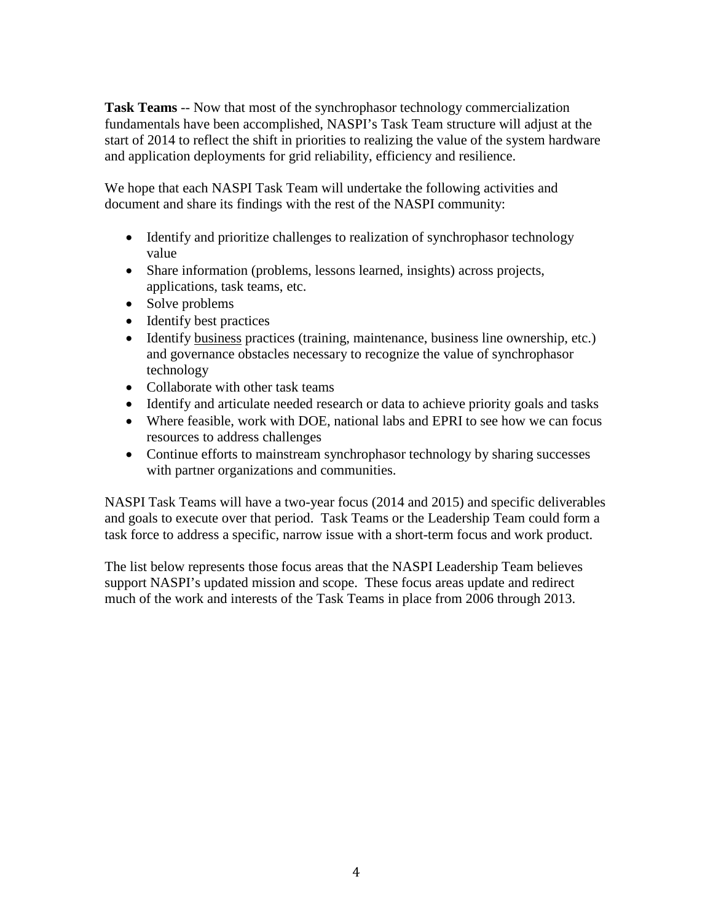**Task Teams** -- Now that most of the synchrophasor technology commercialization fundamentals have been accomplished, NASPI's Task Team structure will adjust at the start of 2014 to reflect the shift in priorities to realizing the value of the system hardware and application deployments for grid reliability, efficiency and resilience.

We hope that each NASPI Task Team will undertake the following activities and document and share its findings with the rest of the NASPI community:

- Identify and prioritize challenges to realization of synchrophasor technology value
- Share information (problems, lessons learned, insights) across projects, applications, task teams, etc.
- Solve problems
- Identify best practices
- Identify <u>business</u> practices (training, maintenance, business line ownership, etc.) and governance obstacles necessary to recognize the value of synchrophasor technology
- Collaborate with other task teams
- Identify and articulate needed research or data to achieve priority goals and tasks
- Where feasible, work with DOE, national labs and EPRI to see how we can focus resources to address challenges
- Continue efforts to mainstream synchrophasor technology by sharing successes with partner organizations and communities.

NASPI Task Teams will have a two-year focus (2014 and 2015) and specific deliverables and goals to execute over that period. Task Teams or the Leadership Team could form a task force to address a specific, narrow issue with a short-term focus and work product.

The list below represents those focus areas that the NASPI Leadership Team believes support NASPI's updated mission and scope. These focus areas update and redirect much of the work and interests of the Task Teams in place from 2006 through 2013.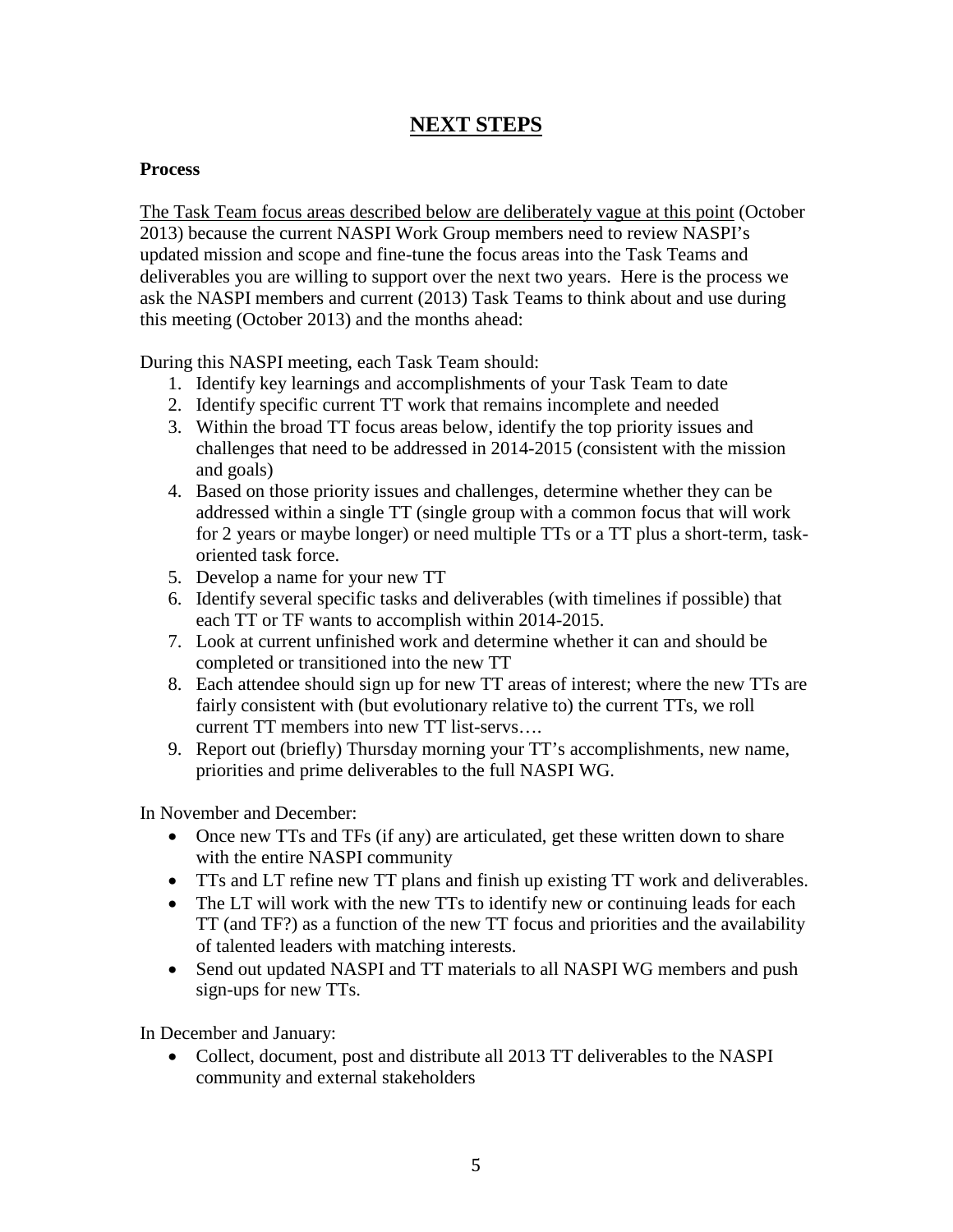# NEXT STEPS

**Process**

<u>The Task Team focus areas described below are deliberately vague at this point</u> (October 2013) because the current NASPI Work Group members need to review NASPI's updated mission and scope and fine-tune the focus areas into the Task Teams and deliverables you are willing to support over the next two years. Here is the process we ask the NASPI members and current (2013) Task Teams to think about and use during this meeting (October 2013) and the months ahead:

During this NASPI meeting, each Task Team should:

1. Identify key learnings and accomplishments of your Task Team to date
2. Identify specific current TT work that remains incomplete and needed
3. Within the broad TT focus areas below, identify the top priority issues and challenges that need to be addressed in 2014-2015 (consistent with the mission and goals)
4. Based on those priority issues and challenges, determine whether they can be addressed within a single TT (single group with a common focus that will work for 2 years or maybe longer) or need multiple TTs or a TT plus a short-term, task-oriented task force.
5. Develop a name for your new TT
6. Identify several specific tasks and deliverables (with timelines if possible) that each TT or TF wants to accomplish within 2014-2015.
7. Look at current unfinished work and determine whether it can and should be completed or transitioned into the new TT
8. Each attendee should sign up for new TT areas of interest; where the new TTs are fairly consistent with (but evolutionary relative to) the current TTs, we roll current TT members into new TT list-servs….
9. Report out (briefly) Thursday morning your TT's accomplishments, new name, priorities and prime deliverables to the full NASPI WG.

In November and December:

- Once new TTs and TFs (if any) are articulated, get these written down to share with the entire NASPI community
- TTs and LT refine new TT plans and finish up existing TT work and deliverables.
- The LT will work with the new TTs to identify new or continuing leads for each TT (and TF?) as a function of the new TT focus and priorities and the availability of talented leaders with matching interests.
- Send out updated NASPI and TT materials to all NASPI WG members and push sign-ups for new TTs.

In December and January:

- Collect, document, post and distribute all 2013 TT deliverables to the NASPI community and external stakeholders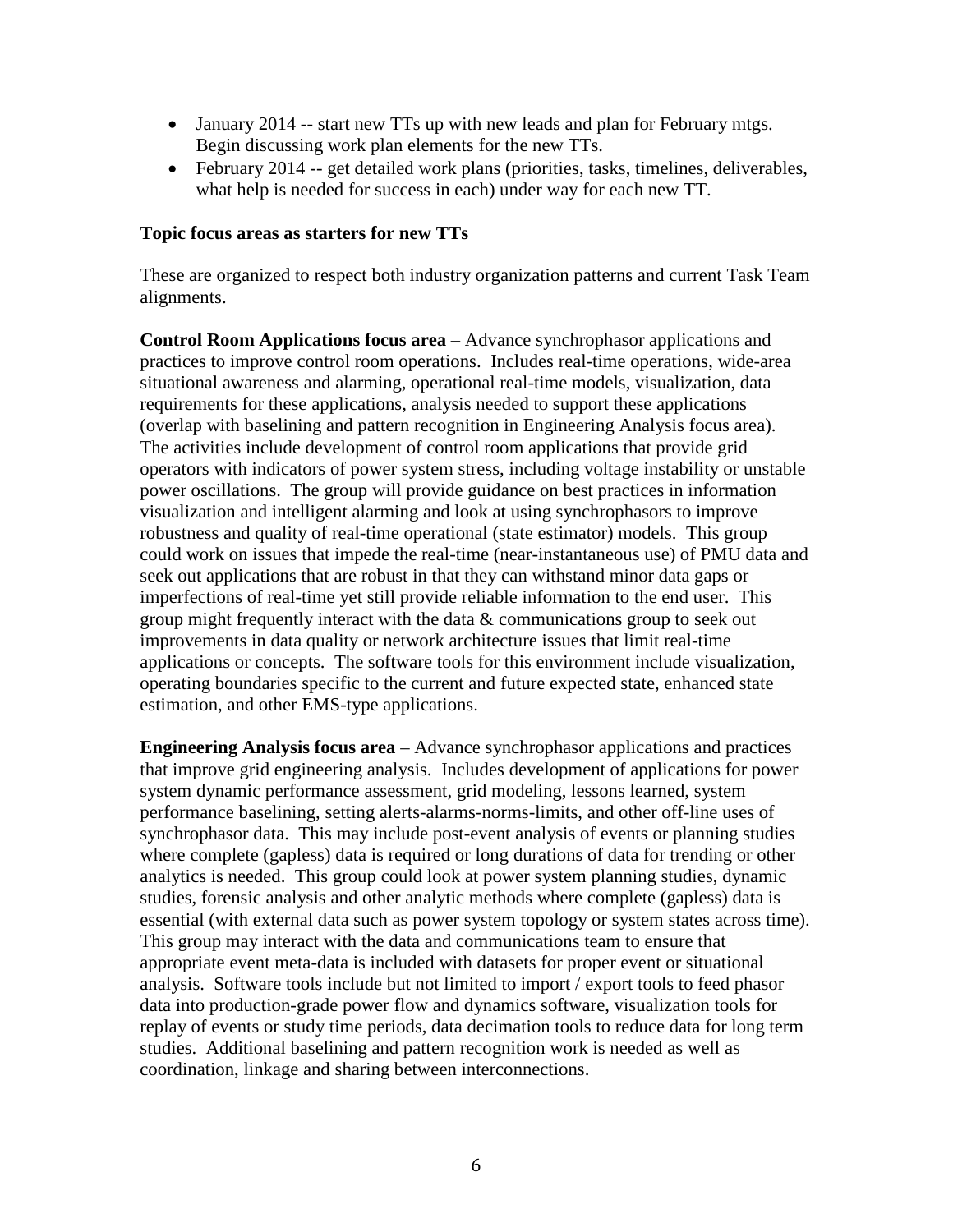- January 2014 -- start new TTs up with new leads and plan for February mtgs. Begin discussing work plan elements for the new TTs.
- February 2014 -- get detailed work plans (priorities, tasks, timelines, deliverables, what help is needed for success in each) under way for each new TT.

**Topic focus areas as starters for new TTs**

These are organized to respect both industry organization patterns and current Task Team alignments.

**Control Room Applications focus area** – Advance synchrophasor applications and practices to improve control room operations. Includes real-time operations, wide-area situational awareness and alarming, operational real-time models, visualization, data requirements for these applications, analysis needed to support these applications (overlap with baselining and pattern recognition in Engineering Analysis focus area). The activities include development of control room applications that provide grid operators with indicators of power system stress, including voltage instability or unstable power oscillations. The group will provide guidance on best practices in information visualization and intelligent alarming and look at using synchrophasors to improve robustness and quality of real-time operational (state estimator) models. This group could work on issues that impede the real-time (near-instantaneous use) of PMU data and seek out applications that are robust in that they can withstand minor data gaps or imperfections of real-time yet still provide reliable information to the end user. This group might frequently interact with the data & communications group to seek out improvements in data quality or network architecture issues that limit real-time applications or concepts. The software tools for this environment include visualization, operating boundaries specific to the current and future expected state, enhanced state estimation, and other EMS-type applications.

**Engineering Analysis focus area** – Advance synchrophasor applications and practices that improve grid engineering analysis. Includes development of applications for power system dynamic performance assessment, grid modeling, lessons learned, system performance baselining, setting alerts-alarms-norms-limits, and other off-line uses of synchrophasor data. This may include post-event analysis of events or planning studies where complete (gapless) data is required or long durations of data for trending or other analytics is needed. This group could look at power system planning studies, dynamic studies, forensic analysis and other analytic methods where complete (gapless) data is essential (with external data such as power system topology or system states across time). This group may interact with the data and communications team to ensure that appropriate event meta-data is included with datasets for proper event or situational analysis. Software tools include but not limited to import / export tools to feed phasor data into production-grade power flow and dynamics software, visualization tools for replay of events or study time periods, data decimation tools to reduce data for long term studies. Additional baselining and pattern recognition work is needed as well as coordination, linkage and sharing between interconnections.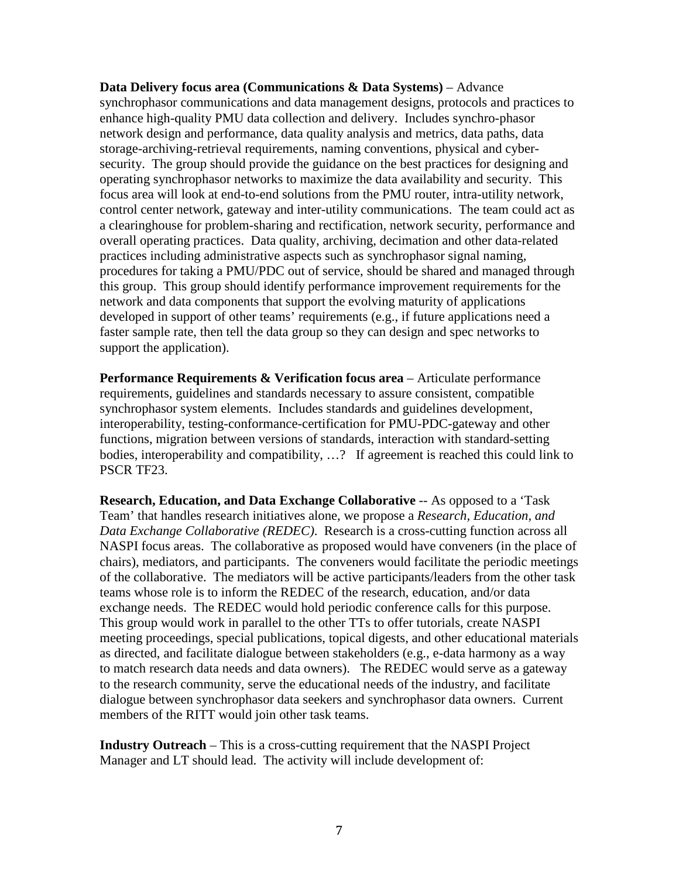**Data Delivery focus area (Communications & Data Systems)** – Advance synchrophasor communications and data management designs, protocols and practices to enhance high-quality PMU data collection and delivery. Includes synchro-phasor network design and performance, data quality analysis and metrics, data paths, data storage-archiving-retrieval requirements, naming conventions, physical and cyber-security. The group should provide the guidance on the best practices for designing and operating synchrophasor networks to maximize the data availability and security. This focus area will look at end-to-end solutions from the PMU router, intra-utility network, control center network, gateway and inter-utility communications. The team could act as a clearinghouse for problem-sharing and rectification, network security, performance and overall operating practices. Data quality, archiving, decimation and other data-related practices including administrative aspects such as synchrophasor signal naming, procedures for taking a PMU/PDC out of service, should be shared and managed through this group. This group should identify performance improvement requirements for the network and data components that support the evolving maturity of applications developed in support of other teams' requirements (e.g., if future applications need a faster sample rate, then tell the data group so they can design and spec networks to support the application).

**Performance Requirements & Verification focus area** – Articulate performance requirements, guidelines and standards necessary to assure consistent, compatible synchrophasor system elements. Includes standards and guidelines development, interoperability, testing-conformance-certification for PMU-PDC-gateway and other functions, migration between versions of standards, interaction with standard-setting bodies, interoperability and compatibility, …? If agreement is reached this could link to PSCR TF23.

**Research, Education, and Data Exchange Collaborative** -- As opposed to a 'Task Team' that handles research initiatives alone, we propose a *Research, Education, and Data Exchange Collaborative (REDEC)*. Research is a cross-cutting function across all NASPI focus areas. The collaborative as proposed would have conveners (in the place of chairs), mediators, and participants. The conveners would facilitate the periodic meetings of the collaborative. The mediators will be active participants/leaders from the other task teams whose role is to inform the REDEC of the research, education, and/or data exchange needs. The REDEC would hold periodic conference calls for this purpose. This group would work in parallel to the other TTs to offer tutorials, create NASPI meeting proceedings, special publications, topical digests, and other educational materials as directed, and facilitate dialogue between stakeholders (e.g., e-data harmony as a way to match research data needs and data owners). The REDEC would serve as a gateway to the research community, serve the educational needs of the industry, and facilitate dialogue between synchrophasor data seekers and synchrophasor data owners. Current members of the RITT would join other task teams.

**Industry Outreach** – This is a cross-cutting requirement that the NASPI Project Manager and LT should lead. The activity will include development of: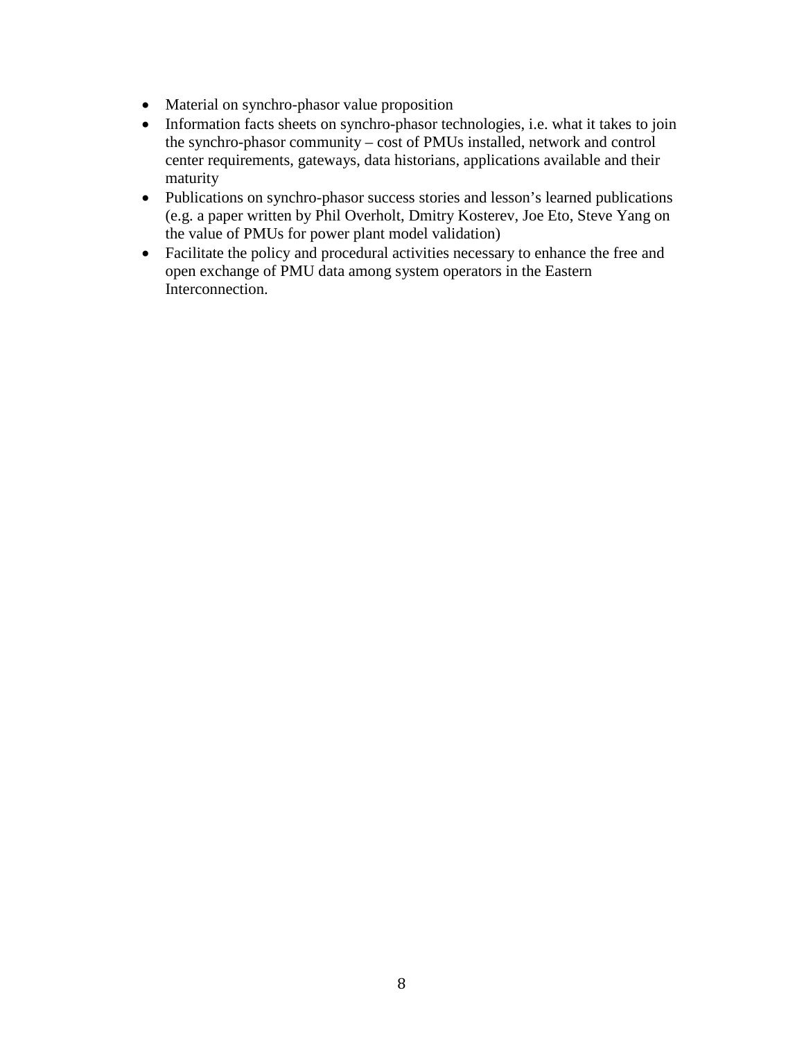- Material on synchro-phasor value proposition
- Information facts sheets on synchro-phasor technologies, i.e. what it takes to join the synchro-phasor community – cost of PMUs installed, network and control center requirements, gateways, data historians, applications available and their maturity
- Publications on synchro-phasor success stories and lesson's learned publications (e.g. a paper written by Phil Overholt, Dmitry Kosterev, Joe Eto, Steve Yang on the value of PMUs for power plant model validation)
- Facilitate the policy and procedural activities necessary to enhance the free and open exchange of PMU data among system operators in the Eastern Interconnection.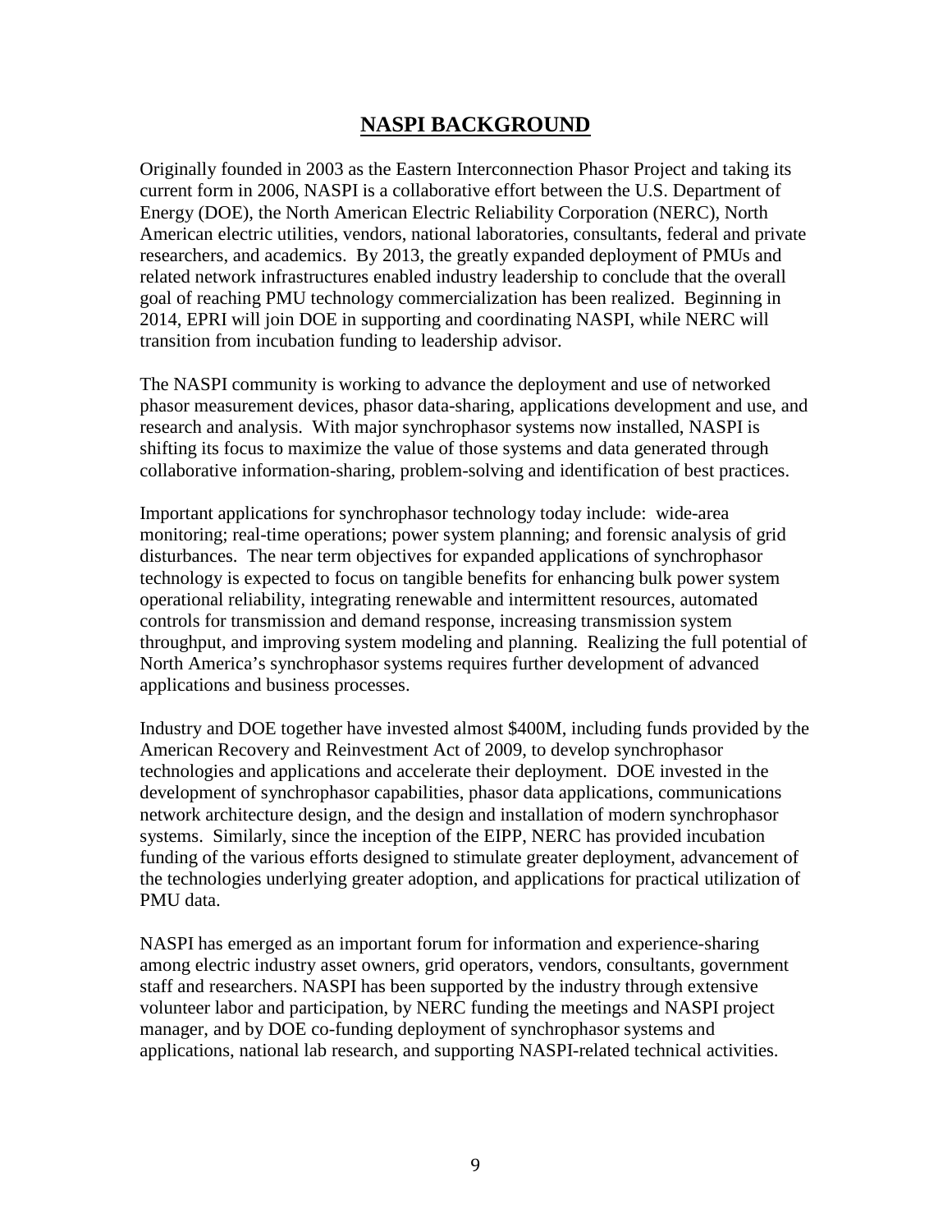# NASPI BACKGROUND

Originally founded in 2003 as the Eastern Interconnection Phasor Project and taking its current form in 2006, NASPI is a collaborative effort between the U.S. Department of Energy (DOE), the North American Electric Reliability Corporation (NERC), North American electric utilities, vendors, national laboratories, consultants, federal and private researchers, and academics. By 2013, the greatly expanded deployment of PMUs and related network infrastructures enabled industry leadership to conclude that the overall goal of reaching PMU technology commercialization has been realized. Beginning in 2014, EPRI will join DOE in supporting and coordinating NASPI, while NERC will transition from incubation funding to leadership advisor.

The NASPI community is working to advance the deployment and use of networked phasor measurement devices, phasor data-sharing, applications development and use, and research and analysis. With major synchrophasor systems now installed, NASPI is shifting its focus to maximize the value of those systems and data generated through collaborative information-sharing, problem-solving and identification of best practices.

Important applications for synchrophasor technology today include: wide-area monitoring; real-time operations; power system planning; and forensic analysis of grid disturbances. The near term objectives for expanded applications of synchrophasor technology is expected to focus on tangible benefits for enhancing bulk power system operational reliability, integrating renewable and intermittent resources, automated controls for transmission and demand response, increasing transmission system throughput, and improving system modeling and planning. Realizing the full potential of North America's synchrophasor systems requires further development of advanced applications and business processes.

Industry and DOE together have invested almost \$400M, including funds provided by the American Recovery and Reinvestment Act of 2009, to develop synchrophasor technologies and applications and accelerate their deployment. DOE invested in the development of synchrophasor capabilities, phasor data applications, communications network architecture design, and the design and installation of modern synchrophasor systems. Similarly, since the inception of the EIPP, NERC has provided incubation funding of the various efforts designed to stimulate greater deployment, advancement of the technologies underlying greater adoption, and applications for practical utilization of PMU data.

NASPI has emerged as an important forum for information and experience-sharing among electric industry asset owners, grid operators, vendors, consultants, government staff and researchers. NASPI has been supported by the industry through extensive volunteer labor and participation, by NERC funding the meetings and NASPI project manager, and by DOE co-funding deployment of synchrophasor systems and applications, national lab research, and supporting NASPI-related technical activities.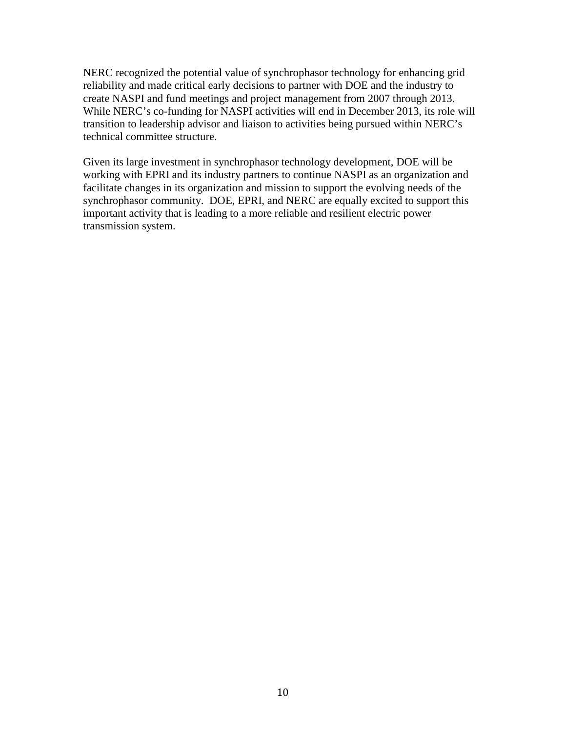NERC recognized the potential value of synchrophasor technology for enhancing grid reliability and made critical early decisions to partner with DOE and the industry to create NASPI and fund meetings and project management from 2007 through 2013. While NERC's co-funding for NASPI activities will end in December 2013, its role will transition to leadership advisor and liaison to activities being pursued within NERC's technical committee structure.

Given its large investment in synchrophasor technology development, DOE will be working with EPRI and its industry partners to continue NASPI as an organization and facilitate changes in its organization and mission to support the evolving needs of the synchrophasor community. DOE, EPRI, and NERC are equally excited to support this important activity that is leading to a more reliable and resilient electric power transmission system.